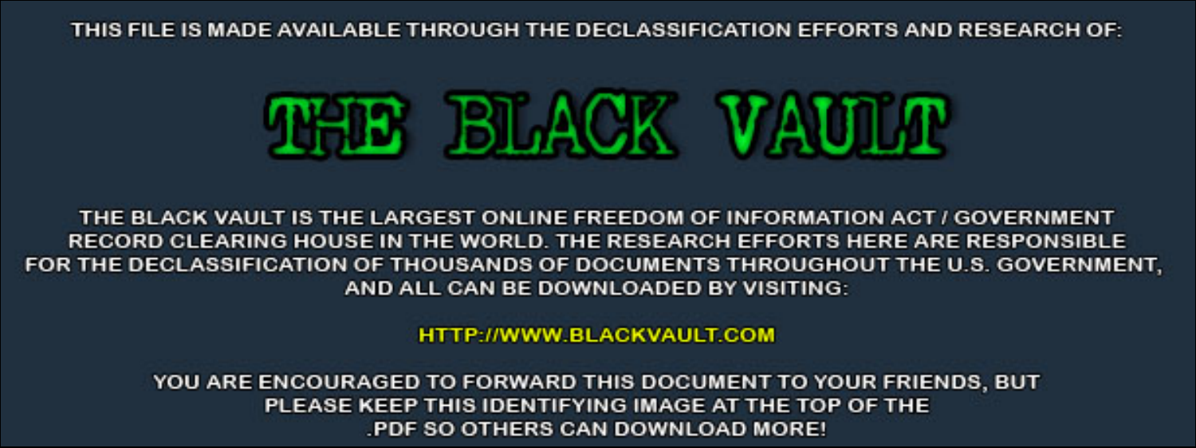THIS FILE IS MADE AVAILABLE THROUGH THE DECLASSIFICATION EFFORTS AND RESEARCH OF:

# THE BLACK VAULT

THE BLACK VAULT IS THE LARGEST ONLINE FREEDOM OF INFORMATION ACT / GOVERNMENT RECORD CLEARING HOUSE IN THE WORLD. THE RESEARCH EFFORTS HERE ARE RESPONSIBLE FOR THE DECLASSIFICATION OF THOUSANDS OF DOCUMENTS THROUGHOUT THE U.S. GOVERNMENT, AND ALL CAN BE DOWNLOADED BY VISITING:

HTTP://WWW.BLACKVAULT.COM

YOU ARE ENCOURAGED TO FORWARD THIS DOCUMENT TO YOUR FRIENDS, BUT PLEASE KEEP THIS IDENTIFYING IMAGE AT THE TOP OF THE .PDF SO OTHERS CAN DOWNLOAD MORE!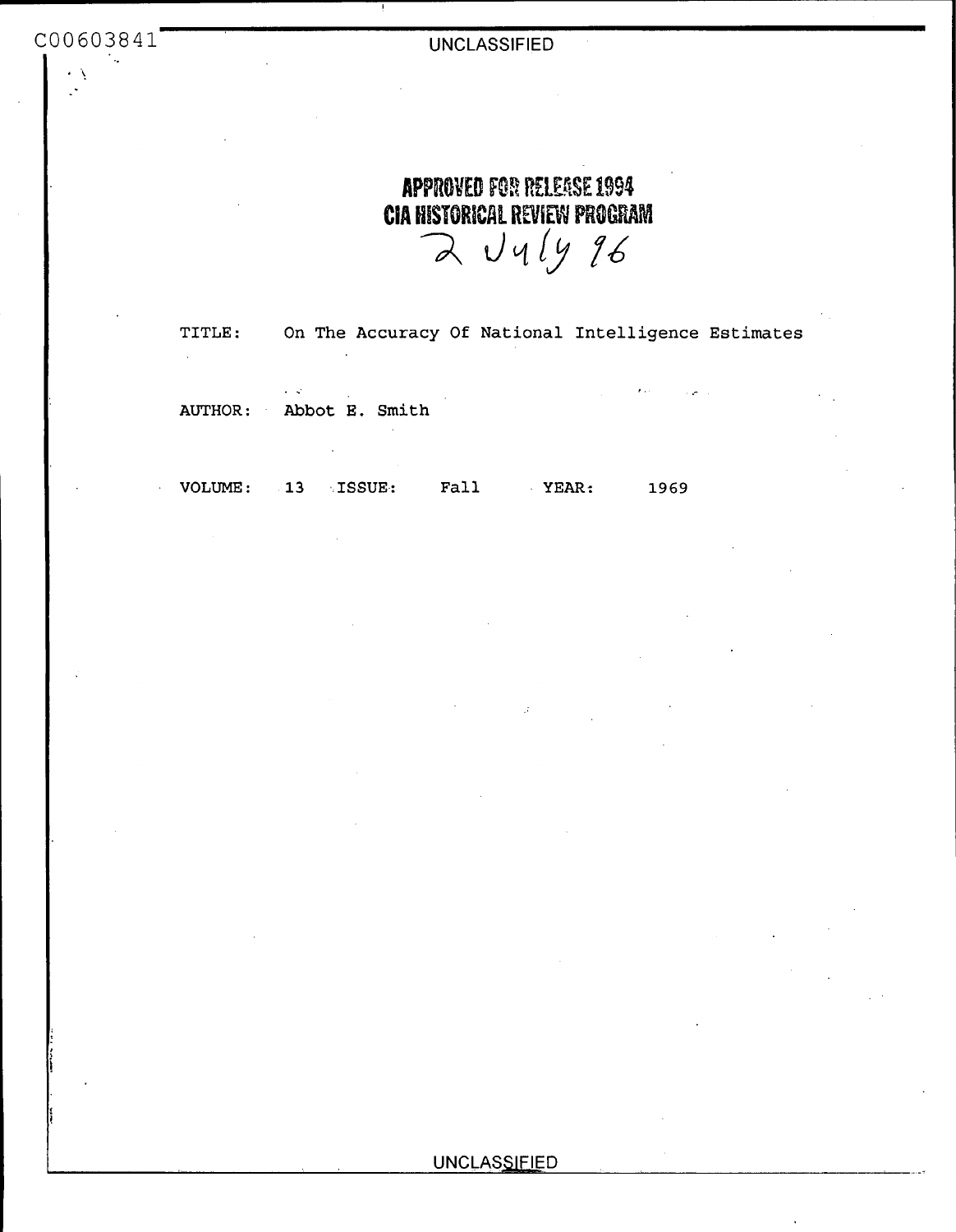C00603841

UNCLASSIFIED

**APPROVED FOR RELEASE 1994**
**CIA HISTORICAL REVIEW PROGRAM**
2 July 96

TITLE: On The Accuracy Of National Intelligence Estimates

AUTHOR: Abbot E. Smith

VOLUME: 13 ISSUE: Fall YEAR: 1969

UNCLASSIFIED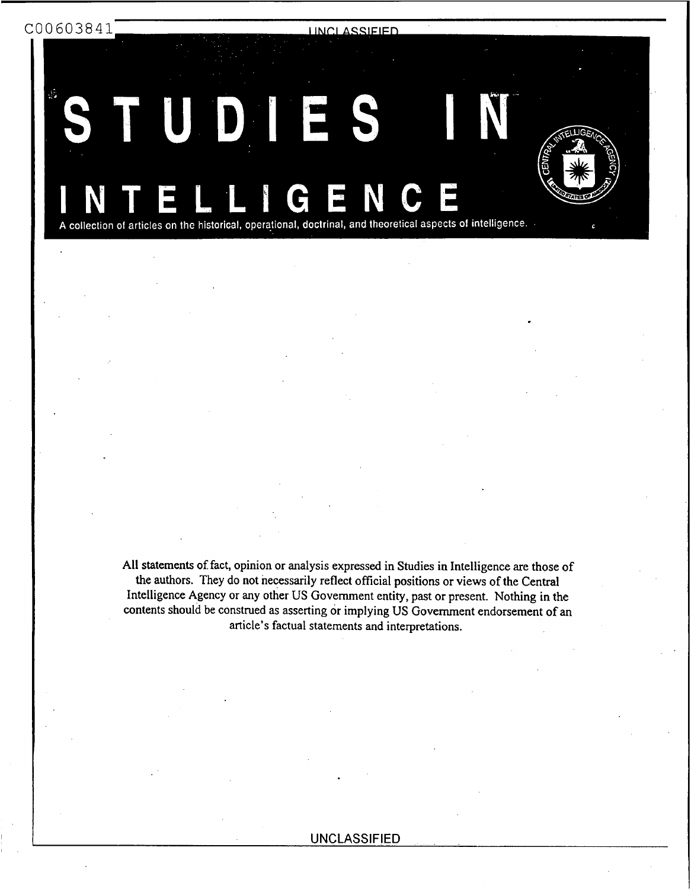# STUDIES IN INTELLIGENCE

A collection of articles on the historical, operational, doctrinal, and theoretical aspects of intelligence.

All statements of fact, opinion or analysis expressed in Studies in Intelligence are those of the authors. They do not necessarily reflect official positions or views of the Central Intelligence Agency or any other US Government entity, past or present. Nothing in the contents should be construed as asserting or implying US Government endorsement of an article's factual statements and interpretations.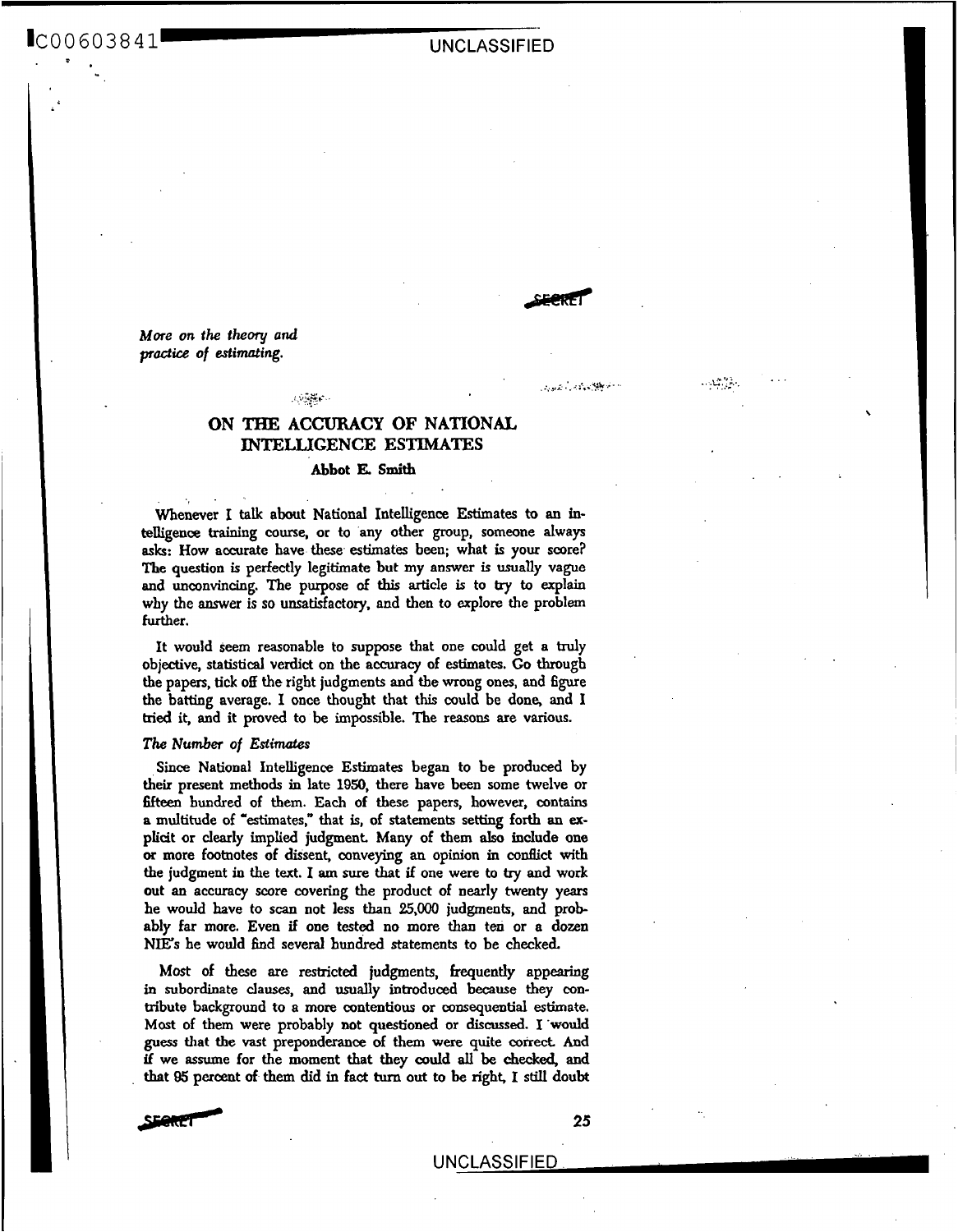*More on the theory and practice of estimating.*

# ON THE ACCURACY OF NATIONAL INTELLIGENCE ESTIMATES

**Abbot E. Smith**

Whenever I talk about National Intelligence Estimates to an intelligence training course, or to any other group, someone always asks: How accurate have these estimates been; what is your score? The question is perfectly legitimate but my answer is usually vague and unconvincing. The purpose of this article is to try to explain why the answer is so unsatisfactory, and then to explore the problem further.

It would seem reasonable to suppose that one could get a truly objective, statistical verdict on the accuracy of estimates. Go through the papers, tick off the right judgments and the wrong ones, and figure the batting average. I once thought that this could be done, and I tried it, and it proved to be impossible. The reasons are various.

### *The Number of Estimates*

Since National Intelligence Estimates began to be produced by their present methods in late 1950, there have been some twelve or fifteen hundred of them. Each of these papers, however, contains a multitude of "estimates," that is, of statements setting forth an explicit or clearly implied judgment. Many of them also include one or more footnotes of dissent, conveying an opinion in conflict with the judgment in the text. I am sure that if one were to try and work out an accuracy score covering the product of nearly twenty years he would have to scan not less than 25,000 judgments, and probably far more. Even if one tested no more than ten or a dozen NIE's he would find several hundred statements to be checked.

Most of these are restricted judgments, frequently appearing in subordinate clauses, and usually introduced because they contribute background to a more contentious or consequential estimate. Most of them were probably not questioned or discussed. I would guess that the vast preponderance of them were quite correct. And if we assume for the moment that they could all be checked, and that 95 percent of them did in fact turn out to be right, I still doubt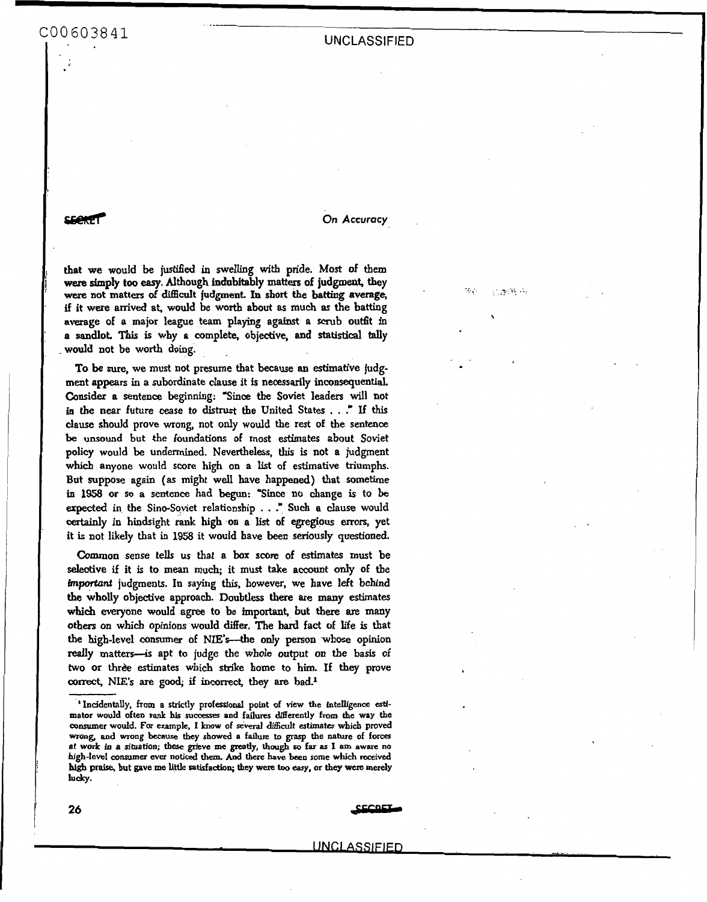that we would be justified in swelling with pride. Most of them were simply too easy. Although indubitably matters of judgment, they were not matters of difficult judgment. In short the batting average, if it were arrived at, would be worth about as much as the batting average of a major league team playing against a scrub outfit in a sandlot. This is why a complete, objective, and statistical tally would not be worth doing.

To be sure, we must not presume that because an estimative judgment appears in a subordinate clause it is necessarily inconsequential. Consider a sentence beginning: "Since the Soviet leaders will not in the near future cease to distrust the United States . . ." If this clause should prove wrong, not only would the rest of the sentence be unsound but the foundations of most estimates about Soviet policy would be undermined. Nevertheless, this is not a judgment which anyone would score high on a list of estimative triumphs. But suppose again (as might well have happened) that sometime in 1958 or so a sentence had begun: "Since no change is to be expected in the Sino-Soviet relationship . . ." Such a clause would certainly in hindsight rank high on a list of egregious errors, yet it is not likely that in 1958 it would have been seriously questioned.

Common sense tells us that a box score of estimates must be selective if it is to mean much; it must take account only of the *important* judgments. In saying this, however, we have left behind the wholly objective approach. Doubtless there are many estimates which everyone would agree to be important, but there are many others on which opinions would differ. The hard fact of life is that the high-level consumer of NIE's—the only person whose opinion really matters—is apt to judge the whole output on the basis of two or three estimates which strike home to him. If they prove correct, NIE's are good; if incorrect, they are bad.[1]

[1] Incidentally, from a strictly professional point of view the intelligence estimator would often rank his successes and failures differently from the way the consumer would. For example, I know of several difficult estimates which proved wrong, and wrong because they showed a failure to grasp the nature of forces at work in a situation; these grieve me greatly, though so far as I am aware no high-level consumer ever noticed them. And there have been some which received high praise, but gave me little satisfaction; they were too easy, or they were merely lucky.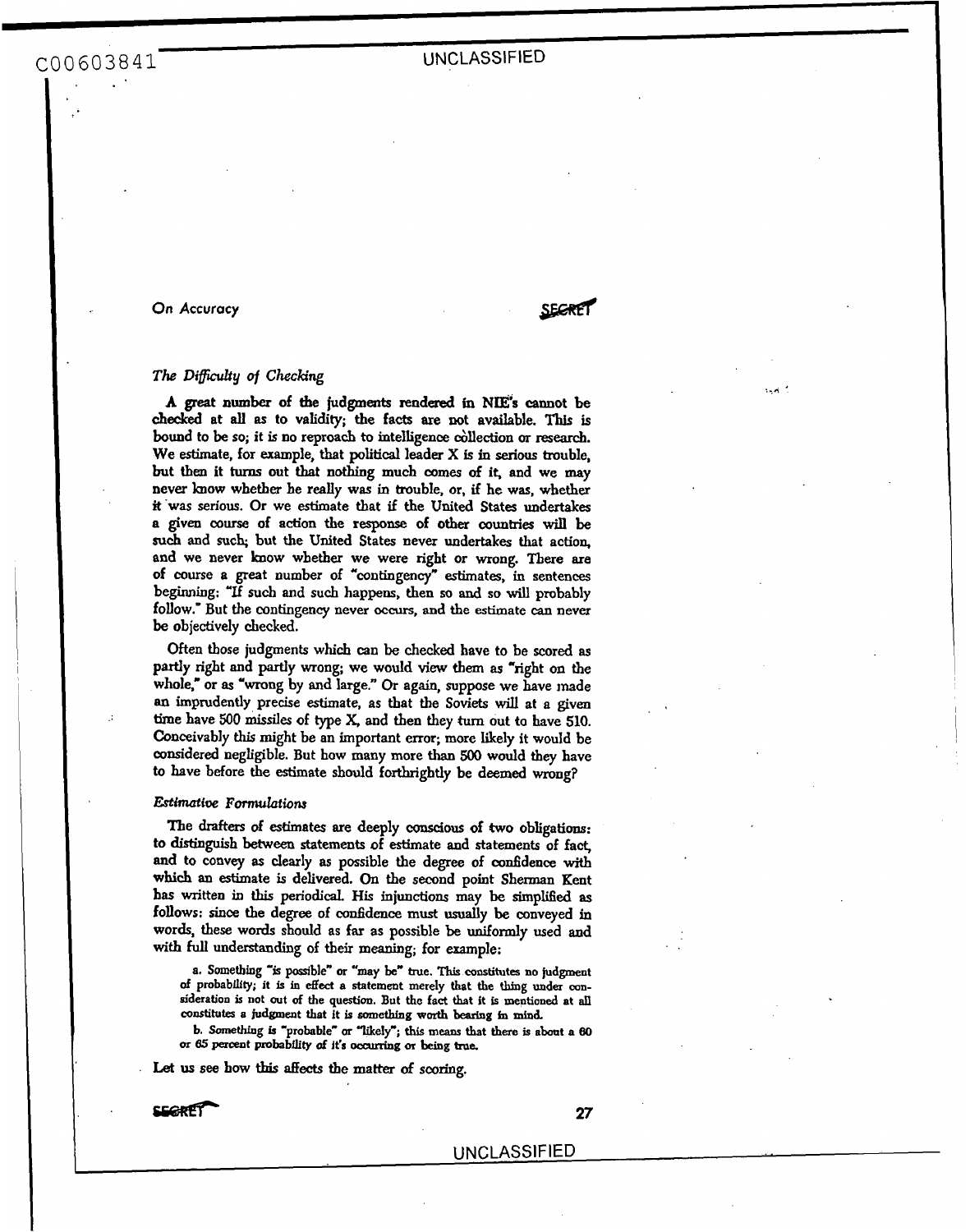## The Difficulty of Checking

A great number of the judgments rendered in NIE's cannot be checked at all as to validity; the facts are not available. This is bound to be so; it is no reproach to intelligence collection or research. We estimate, for example, that political leader X is in serious trouble, but then it turns out that nothing much comes of it, and we may never know whether he really was in trouble, or, if he was, whether it was serious. Or we estimate that if the United States undertakes a given course of action the response of other countries will be such and such; but the United States never undertakes that action, and we never know whether we were right or wrong. There are of course a great number of "contingency" estimates, in sentences beginning: "If such and such happens, then so and so will probably follow." But the contingency never occurs, and the estimate can never be objectively checked.

Often those judgments which can be checked have to be scored as partly right and partly wrong; we would view them as "right on the whole," or as "wrong by and large." Or again, suppose we have made an imprudently precise estimate, as that the Soviets will at a given time have 500 missiles of type X, and then they turn out to have 510. Conceivably this might be an important error; more likely it would be considered negligible. But how many more than 500 would they have to have before the estimate should forthrightly be deemed wrong?

### Estimative Formulations

The drafters of estimates are deeply conscious of two obligations: to distinguish between statements of estimate and statements of fact, and to convey as clearly as possible the degree of confidence with which an estimate is delivered. On the second point Sherman Kent has written in this periodical. His injunctions may be simplified as follows: since the degree of confidence must usually be conveyed in words, these words should as far as possible be uniformly used and with full understanding of their meaning; for example:

a. Something "is possible" or "may be" true. This constitutes no judgment of probability; it is in effect a statement merely that the thing under consideration is not out of the question. But the fact that it is mentioned at all constitutes a judgment that it is something worth bearing in mind.

b. Something is "probable" or "likely"; this means that there is about a 60 or 65 percent probability of it's occurring or being true.

Let us see how this affects the matter of scoring.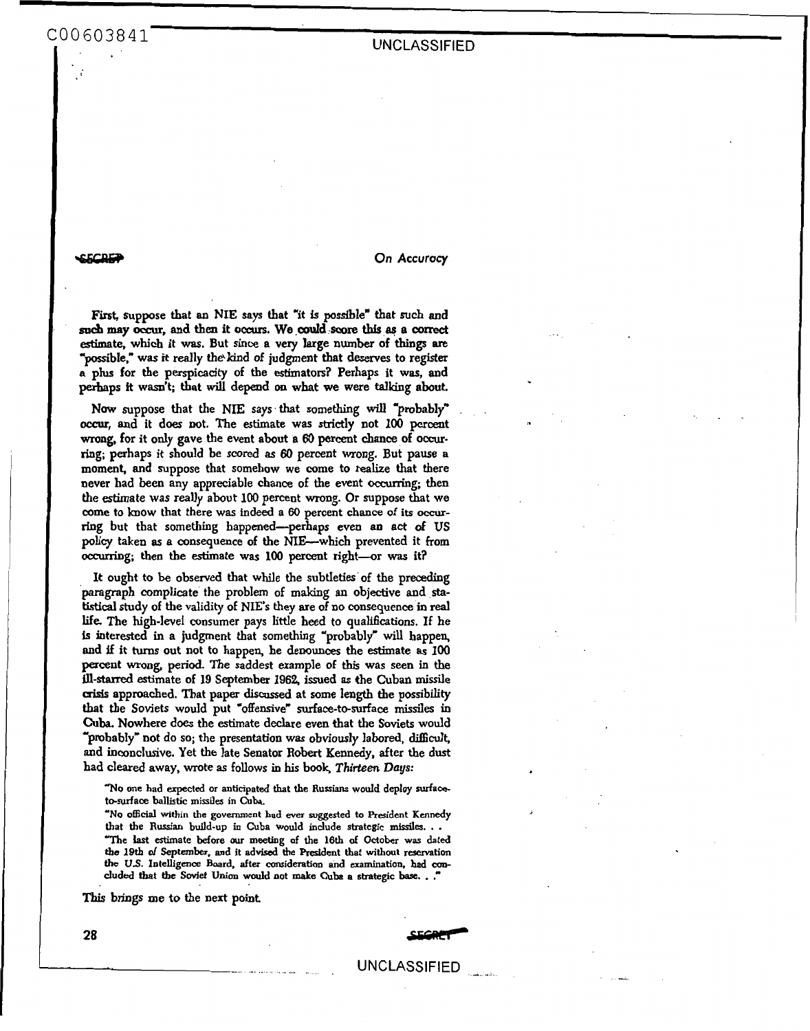First, suppose that an NIE says that "it is possible" that such and such may occur, and then it occurs. We could score this as a correct estimate, which it was. But since a very large number of things are "possible," was it really the kind of judgment that deserves to register a plus for the perspicacity of the estimators? Perhaps it was, and perhaps it wasn't; that will depend on what we were talking about.

Now suppose that the NIE says that something will "probably" occur, and it does not. The estimate was strictly not 100 percent wrong, for it only gave the event about a 60 percent chance of occurring; perhaps it should be scored as 60 percent wrong. But pause a moment, and suppose that somehow we come to realize that there never had been any appreciable chance of the event occurring; then the estimate was really about 100 percent wrong. Or suppose that we come to know that there was indeed a 60 percent chance of its occurring but that something happened—perhaps even an act of US policy taken as a consequence of the NIE—which prevented it from occurring; then the estimate was 100 percent right—or was it?

It ought to be observed that while the subtleties of the preceding paragraph complicate the problem of making an objective and statistical study of the validity of NIE's they are of no consequence in real life. The high-level consumer pays little heed to qualifications. If he is interested in a judgment that something "probably" will happen, and if it turns out not to happen, he denounces the estimate as 100 percent wrong, period. The saddest example of this was seen in the ill-starred estimate of 19 September 1962, issued as the Cuban missile crisis approached. That paper discussed at some length the possibility that the Soviets would put "offensive" surface-to-surface missiles in Cuba. Nowhere does the estimate declare even that the Soviets would "probably" not do so; the presentation was obviously labored, difficult, and inconclusive. Yet the late Senator Robert Kennedy, after the dust had cleared away, wrote as follows in his book, *Thirteen Days:*

> "No one had expected or anticipated that the Russians would deploy surface-to-surface ballistic missiles in Cuba.
>
> "No official within the government had ever suggested to President Kennedy that the Russian build-up in Cuba would include strategic missiles. . .
>
> "The last estimate before our meeting of the 16th of October was dated the 19th of September, and it advised the President that without reservation the U.S. Intelligence Board, after consideration and examination, had concluded that the Soviet Union would not make Cuba a strategic base. . ."

This brings me to the next point.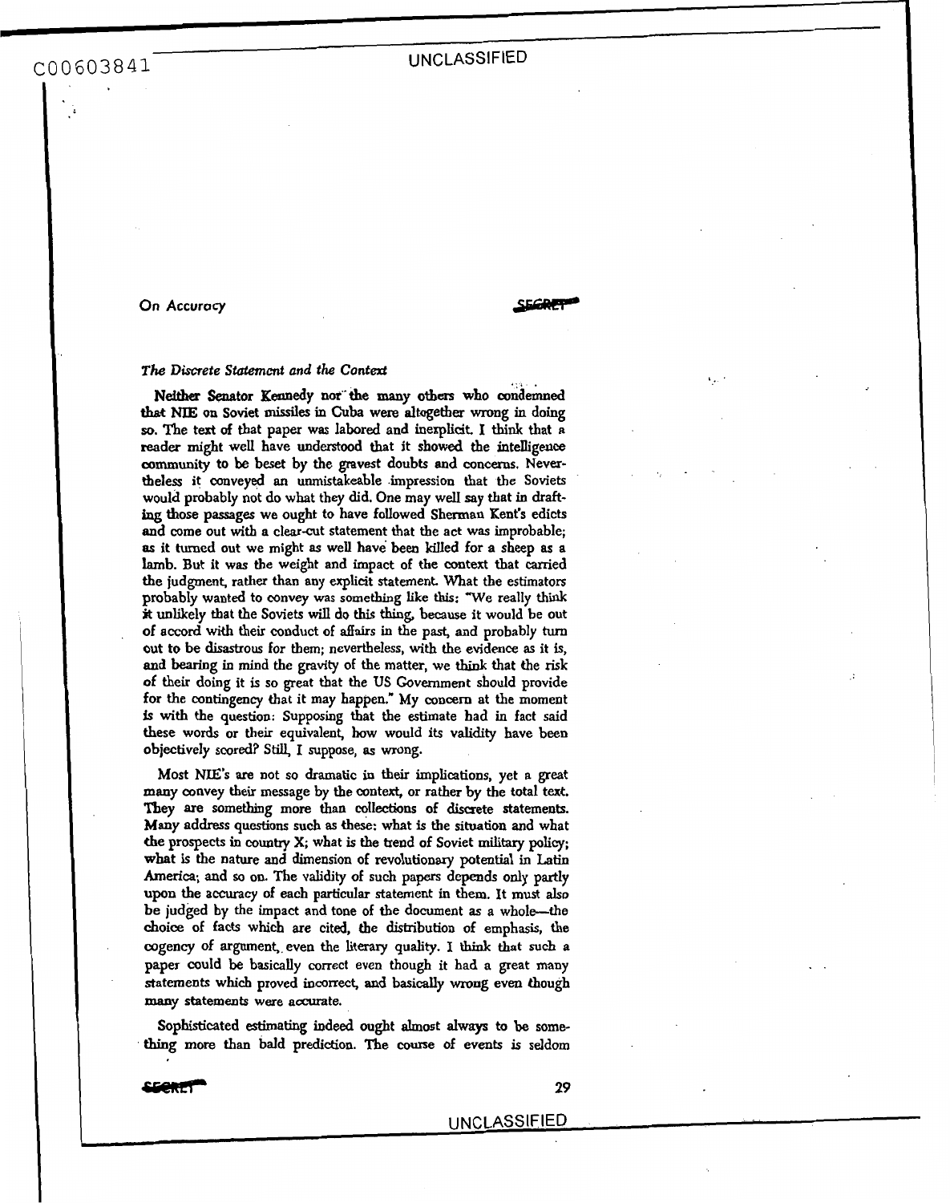### *The Discrete Statement and the Context*

Neither Senator Kennedy nor the many others who condemned that NIE on Soviet missiles in Cuba were altogether wrong in doing so. The text of that paper was labored and inexplicit. I think that a reader might well have understood that it showed the intelligence community to be beset by the gravest doubts and concerns. Nevertheless it conveyed an unmistakeable impression that the Soviets would probably not do what they did. One may well say that in drafting those passages we ought to have followed Sherman Kent's edicts and come out with a clear-cut statement that the act was improbable; as it turned out we might as well have been killed for a sheep as a lamb. But it was the weight and impact of the context that carried the judgment, rather than any explicit statement. What the estimators probably wanted to convey was something like this: "We really think it unlikely that the Soviets will do this thing, because it would be out of accord with their conduct of affairs in the past, and probably turn out to be disastrous for them; nevertheless, with the evidence as it is, and bearing in mind the gravity of the matter, we think that the risk of their doing it is so great that the US Government should provide for the contingency that it may happen." My concern at the moment is with the question: Supposing that the estimate had in fact said these words or their equivalent, how would its validity have been objectively scored? Still, I suppose, as wrong.

Most NIE's are not so dramatic in their implications, yet a great many convey their message by the context, or rather by the total text. They are something more than collections of discrete statements. Many address questions such as these: what is the situation and what the prospects in country X; what is the trend of Soviet military policy; what is the nature and dimension of revolutionary potential in Latin America; and so on. The validity of such papers depends only partly upon the accuracy of each particular statement in them. It must also be judged by the impact and tone of the document as a whole—the choice of facts which are cited, the distribution of emphasis, the cogency of argument, even the literary quality. I think that such a paper could be basically correct even though it had a great many statements which proved incorrect, and basically wrong even though many statements were accurate.

Sophisticated estimating indeed ought almost always to be something more than bald prediction. The course of events is seldom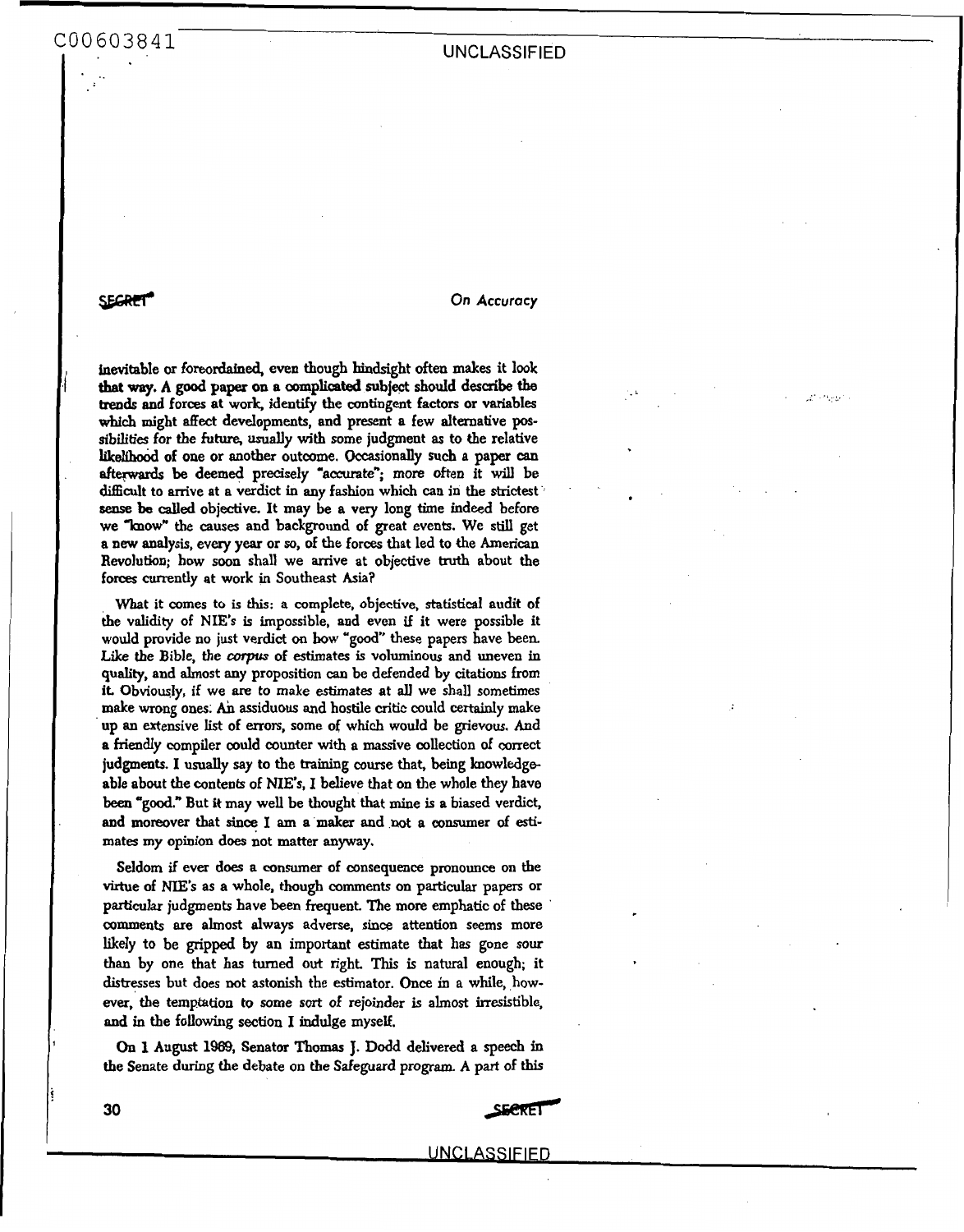inevitable or foreordained, even though hindsight often makes it look that way. A good paper on a complicated subject should describe the trends and forces at work, identify the contingent factors or variables which might affect developments, and present a few alternative possibilities for the future, usually with some judgment as to the relative likelihood of one or another outcome. Occasionally such a paper can afterwards be deemed precisely "accurate"; more often it will be difficult to arrive at a verdict in any fashion which can in the strictest sense be called objective. It may be a very long time indeed before we "know" the causes and background of great events. We still get a new analysis, every year or so, of the forces that led to the American Revolution; how soon shall we arrive at objective truth about the forces currently at work in Southeast Asia?

What it comes to is this: a complete, objective, statistical audit of the validity of NIE's is impossible, and even if it were possible it would provide no just verdict on how "good" these papers have been. Like the Bible, the *corpus* of estimates is voluminous and uneven in quality, and almost any proposition can be defended by citations from it. Obviously, if we are to make estimates at all we shall sometimes make wrong ones. An assiduous and hostile critic could certainly make up an extensive list of errors, some of which would be grievous. And a friendly compiler could counter with a massive collection of correct judgments. I usually say to the training course that, being knowledgeable about the contents of NIE's, I believe that on the whole they have been "good." But it may well be thought that mine is a biased verdict, and moreover that since I am a maker and not a consumer of estimates my opinion does not matter anyway.

Seldom if ever does a consumer of consequence pronounce on the virtue of NIE's as a whole, though comments on particular papers or particular judgments have been frequent. The more emphatic of these comments are almost always adverse, since attention seems more likely to be gripped by an important estimate that has gone sour than by one that has turned out right. This is natural enough; it distresses but does not astonish the estimator. Once in a while, however, the temptation to some sort of rejoinder is almost irresistible, and in the following section I indulge myself.

On 1 August 1969, Senator Thomas J. Dodd delivered a speech in the Senate during the debate on the Safeguard program. A part of this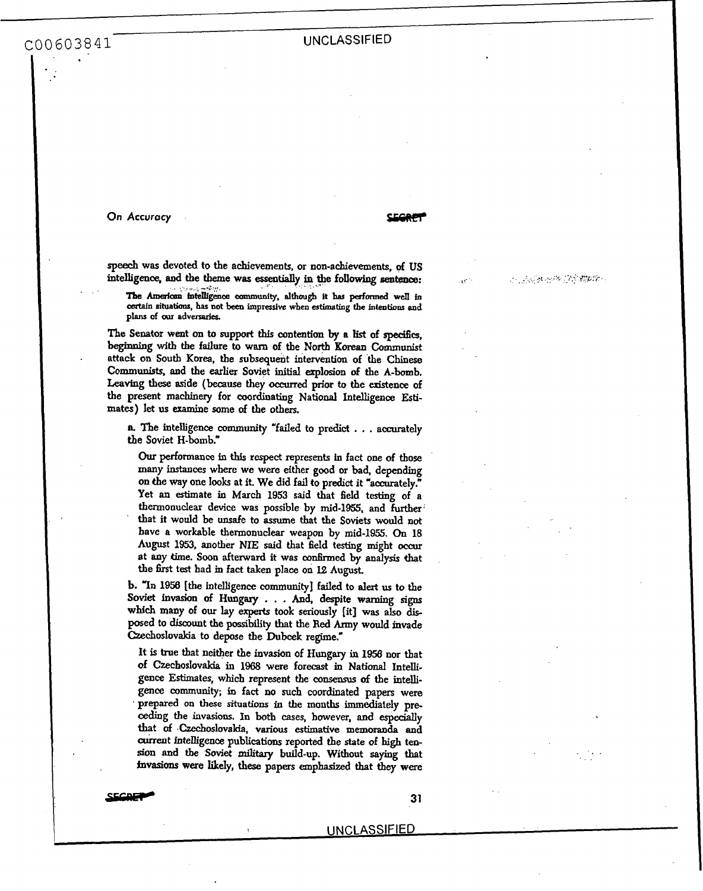speech was devoted to the achievements, or non-achievements, of US intelligence, and the theme was essentially in the following sentence:

> The American intelligence community, although it has performed well in certain situations, has not been impressive when estimating the intentions and plans of our adversaries.

The Senator went on to support this contention by a list of specifics, beginning with the failure to warn of the North Korean Communist attack on South Korea, the subsequent intervention of the Chinese Communists, and the earlier Soviet initial explosion of the A-bomb. Leaving these aside (because they occurred prior to the existence of the present machinery for coordinating National Intelligence Estimates) let us examine some of the others.

a. The intelligence community "failed to predict . . . accurately the Soviet H-bomb."

Our performance in this respect represents in fact one of those many instances where we were either good or bad, depending on the way one looks at it. We did fail to predict it "accurately." Yet an estimate in March 1953 said that field testing of a thermonuclear device was possible by mid-1955, and further that it would be unsafe to assume that the Soviets would not have a workable thermonuclear weapon by mid-1955. On 18 August 1953, another NIE said that field testing might occur at any time. Soon afterward it was confirmed by analysis that the first test had in fact taken place on 12 August.

b. "In 1956 [the intelligence community] failed to alert us to the Soviet invasion of Hungary . . . And, despite warning signs which many of our lay experts took seriously [it] was also disposed to discount the possibility that the Red Army would invade Czechoslovakia to depose the Dubcek regime."

It is true that neither the invasion of Hungary in 1956 nor that of Czechoslovakia in 1968 were forecast in National Intelligence Estimates, which represent the consensus of the intelligence community; in fact no such coordinated papers were prepared on these situations in the months immediately preceding the invasions. In both cases, however, and especially that of Czechoslovakia, various estimative memoranda and current intelligence publications reported the state of high tension and the Soviet military build-up. Without saying that invasions were likely, these papers emphasized that they were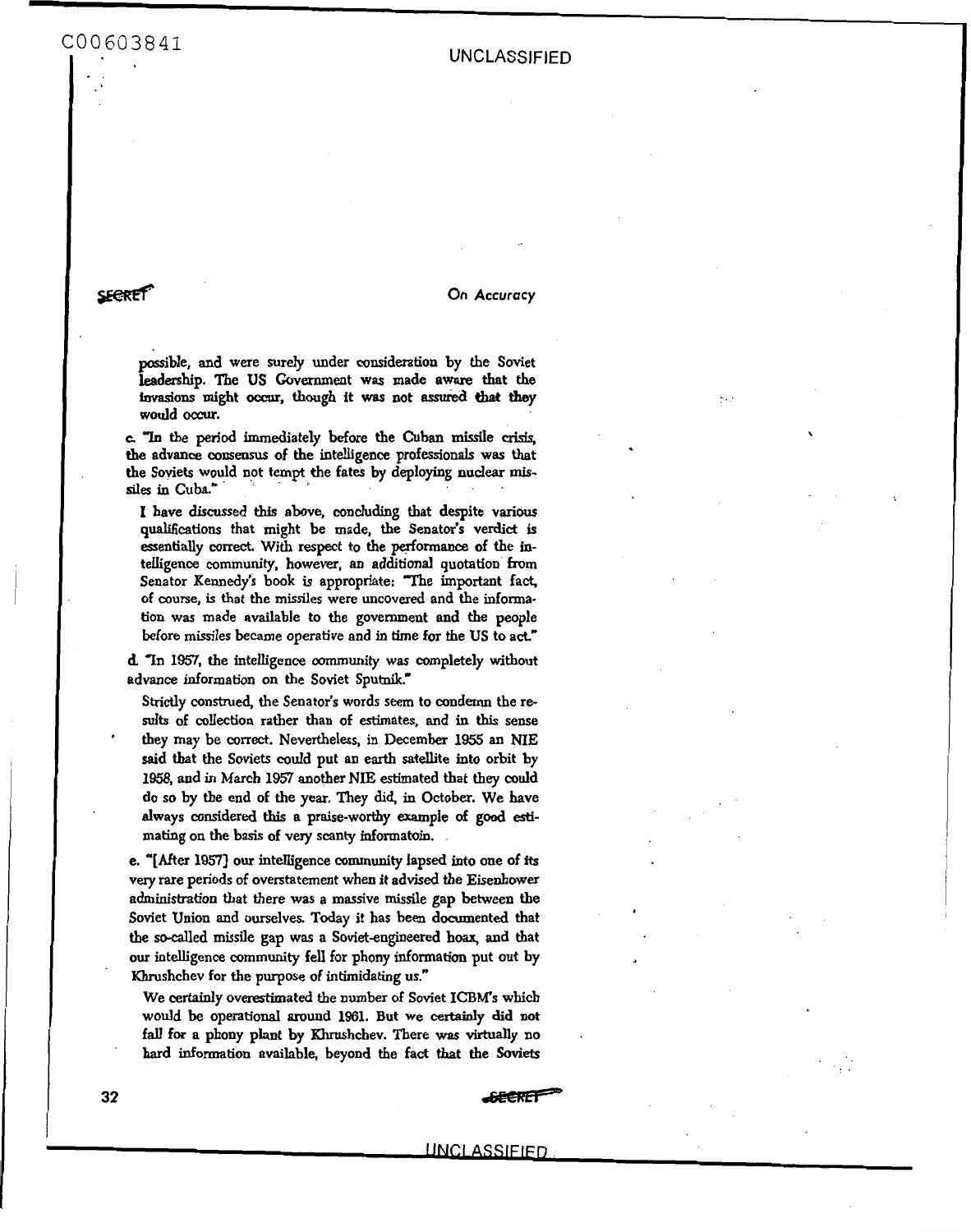possible, and were surely under consideration by the Soviet leadership. The US Government was made aware that the invasions might occur, though it was not assured that they would occur.

c. "In the period immediately before the Cuban missile crisis, the advance consensus of the intelligence professionals was that the Soviets would not tempt the fates by deploying nuclear missiles in Cuba."

I have discussed this above, concluding that despite various qualifications that might be made, the Senator's verdict is essentially correct. With respect to the performance of the intelligence community, however, an additional quotation from Senator Kennedy's book is appropriate: "The important fact, of course, is that the missiles were uncovered and the information was made available to the government and the people before missiles became operative and in time for the US to act."

d. "In 1957, the intelligence community was completely without advance information on the Soviet Sputnik."

Strictly construed, the Senator's words seem to condemn the results of collection rather than of estimates, and in this sense they may be correct. Nevertheless, in December 1955 an NIE said that the Soviets could put an earth satellite into orbit by 1958, and in March 1957 another NIE estimated that they could do so by the end of the year. They did, in October. We have always considered this a praise-worthy example of good estimating on the basis of very scanty informatoin.

e. "[After 1957] our intelligence community lapsed into one of its very rare periods of overstatement when it advised the Eisenhower administration that there was a massive missile gap between the Soviet Union and ourselves. Today it has been documented that the so-called missile gap was a Soviet-engineered hoax, and that our intelligence community fell for phony information put out by Khrushchev for the purpose of intimidating us."

We certainly overestimated the number of Soviet ICBM's which would be operational around 1961. But we certainly did not fall for a phony plant by Khrushchev. There was virtually no hard information available, beyond the fact that the Soviets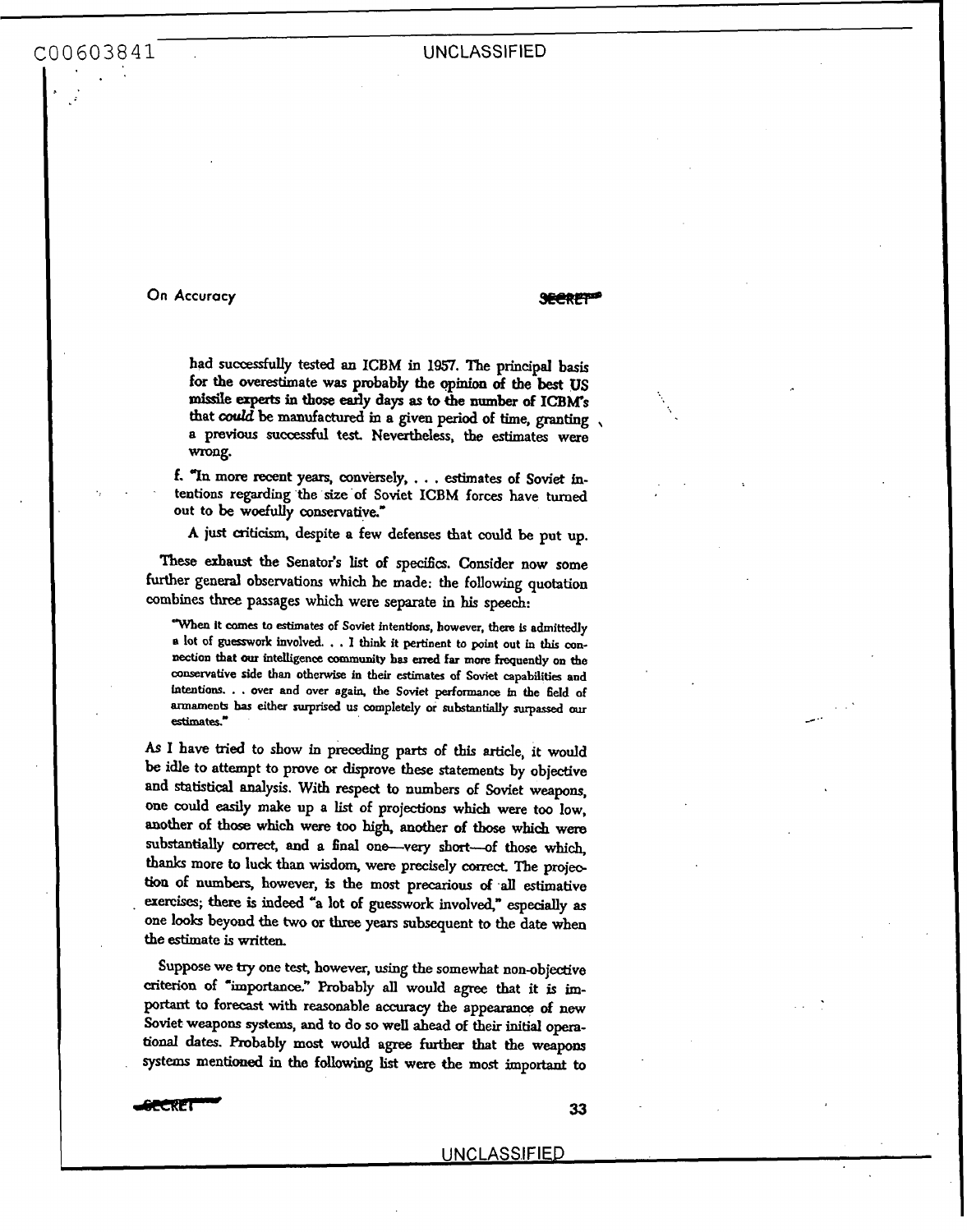had successfully tested an ICBM in 1957. The principal basis for the overestimate was probably the opinion of the best US missile experts in those early days as to the number of ICBM's that *could* be manufactured in a given period of time, granting a previous successful test. Nevertheless, the estimates were wrong.

f. "In more recent years, conversely, . . . estimates of Soviet intentions regarding the size of Soviet ICBM forces have turned out to be woefully conservative."

A just criticism, despite a few defenses that could be put up.

These exhaust the Senator's list of specifics. Consider now some further general observations which he made: the following quotation combines three passages which were separate in his speech:

> "When it comes to estimates of Soviet intentions, however, there is admittedly a lot of guesswork involved. . . I think it pertinent to point out in this connection that our intelligence community has erred far more frequently on the conservative side than otherwise in their estimates of Soviet capabilities and intentions. . . over and over again, the Soviet performance in the field of armaments has either surprised us completely or substantially surpassed our estimates."

As I have tried to show in preceding parts of this article, it would be idle to attempt to prove or disprove these statements by objective and statistical analysis. With respect to numbers of Soviet weapons, one could easily make up a list of projections which were too low, another of those which were too high, another of those which were substantially correct, and a final one—very short—of those which, thanks more to luck than wisdom, were precisely correct. The projection of numbers, however, is the most precarious of all estimative exercises; there is indeed "a lot of guesswork involved," especially as one looks beyond the two or three years subsequent to the date when the estimate is written.

Suppose we try one test, however, using the somewhat non-objective criterion of "importance." Probably all would agree that it is important to forecast with reasonable accuracy the appearance of new Soviet weapons systems, and to do so well ahead of their initial operational dates. Probably most would agree further that the weapons systems mentioned in the following list were the most important to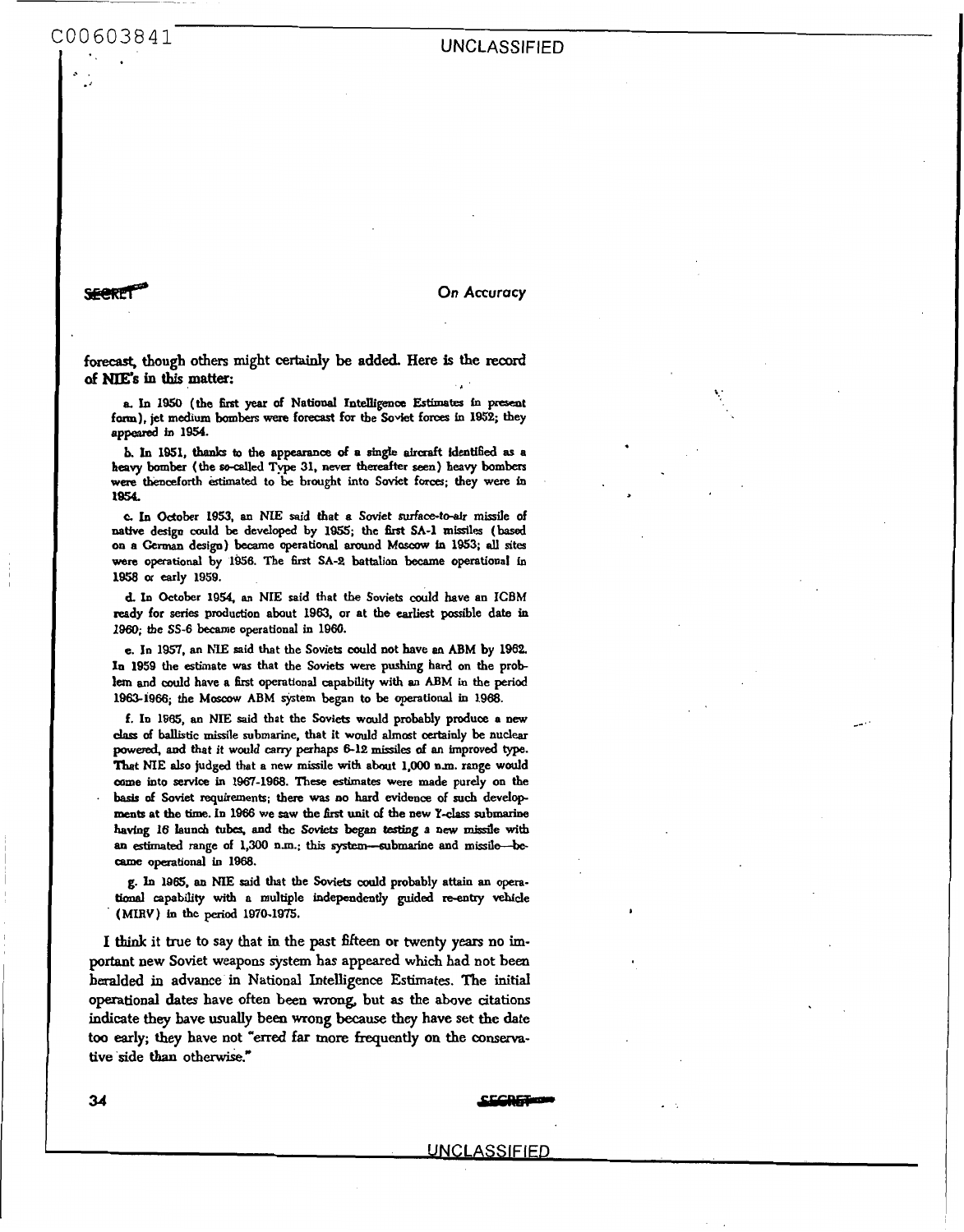forecast, though others might certainly be added. Here is the record of NIE's in this matter:

a. In 1950 (the first year of National Intelligence Estimates in present form), jet medium bombers were forecast for the Soviet forces in 1952; they appeared in 1954.

b. In 1951, thanks to the appearance of a single aircraft identified as a heavy bomber (the so-called Type 31, never thereafter seen) heavy bombers were thenceforth estimated to be brought into Soviet forces; they were in 1954.

c. In October 1953, an NIE said that a Soviet surface-to-air missile of native design could be developed by 1955; the first SA-1 missiles (based on a German design) became operational around Moscow in 1953; all sites were operational by 1956. The first SA-2 battalion became operational in 1958 or early 1959.

d. In October 1954, an NIE said that the Soviets could have an ICBM ready for series production about 1963, or at the earliest possible date in 1960; the SS-6 became operational in 1960.

e. In 1957, an NIE said that the Soviets could not have an ABM by 1962. In 1959 the estimate was that the Soviets were pushing hard on the problem and could have a first operational capability with an ABM in the period 1963-1966; the Moscow ABM system began to be operational in 1968.

f. In 1965, an NIE said that the Soviets would probably produce a new class of ballistic missile submarine, that it would almost certainly be nuclear powered, and that it would carry perhaps 6-12 missiles of an improved type. That NIE also judged that a new missile with about 1,000 n.m. range would come into service in 1967-1968. These estimates were made purely on the basis of Soviet requirements; there was no hard evidence of such developments at the time. In 1966 we saw the first unit of the new Y-class submarine having 16 launch tubes, and the Soviets began testing a new missile with an estimated range of 1,300 n.m.; this system—submarine and missile—became operational in 1968.

g. In 1965, an NIE said that the Soviets could probably attain an operational capability with a multiple independently guided re-entry vehicle (MIRV) in the period 1970-1975.

I think it true to say that in the past fifteen or twenty years no important new Soviet weapons system has appeared which had not been heralded in advance in National Intelligence Estimates. The initial operational dates have often been wrong, but as the above citations indicate they have usually been wrong because they have set the date too early; they have not "erred far more frequently on the conservative side than otherwise."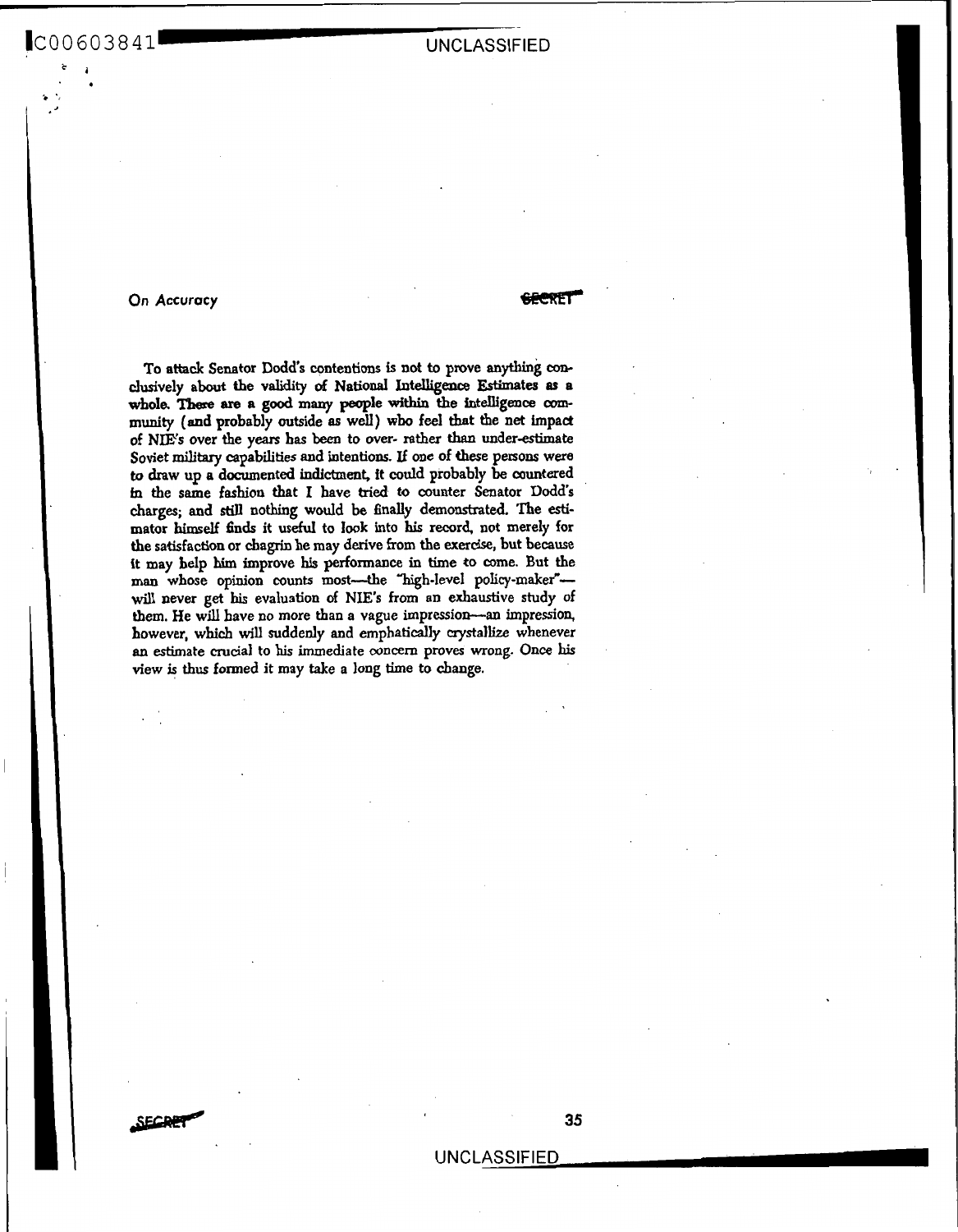To attack Senator Dodd's contentions is not to prove anything conclusively about the validity of National Intelligence Estimates as a whole. There are a good many people within the intelligence community (and probably outside as well) who feel that the net impact of NIE's over the years has been to over- rather than under-estimate Soviet military capabilities and intentions. If one of these persons were to draw up a documented indictment, it could probably be countered in the same fashion that I have tried to counter Senator Dodd's charges; and still nothing would be finally demonstrated. The estimator himself finds it useful to look into his record, not merely for the satisfaction or chagrin he may derive from the exercise, but because it may help him improve his performance in time to come. But the man whose opinion counts most—the "high-level policy-maker"—will never get his evaluation of NIE's from an exhaustive study of them. He will have no more than a vague impression—an impression, however, which will suddenly and emphatically crystallize whenever an estimate crucial to his immediate concern proves wrong. Once his view is thus formed it may take a long time to change.